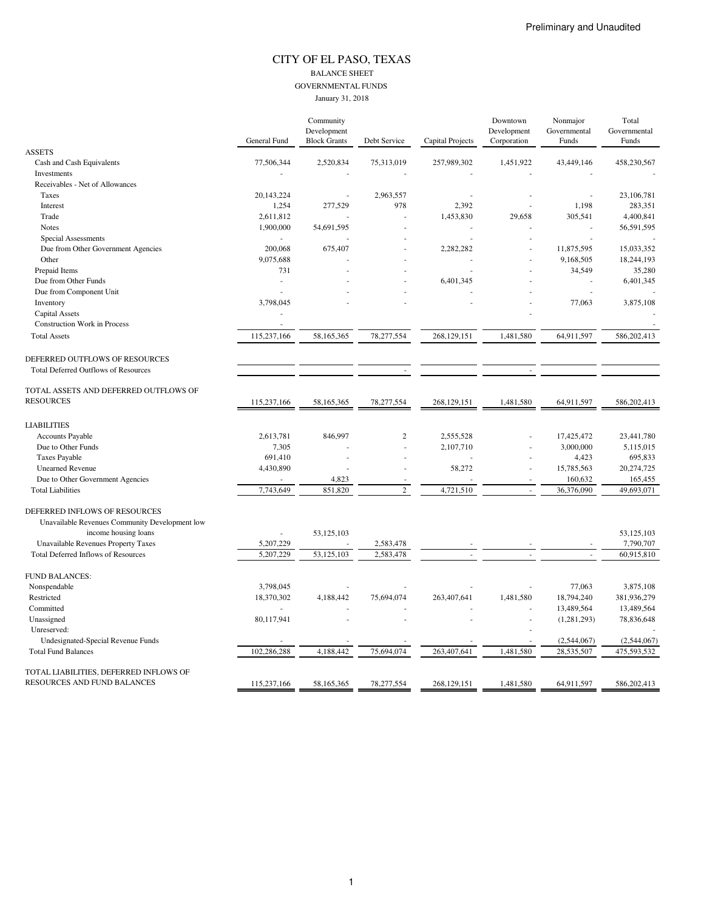Preliminary and Unaudited

# CITY OF EL PASO, TEXAS

## BALANCE SHEET
## GOVERNMENTAL FUNDS
January 31, 2018

| | General Fund | Community Development Block Grants | Debt Service | Capital Projects | Downtown Development Corporation | Nonmajor Governmental Funds | Total Governmental Funds |
|---|---|---|---|---|---|---|---|
| ASSETS | | | | | | | |
| Cash and Cash Equivalents | 77,506,344 | 2,520,834 | 75,313,019 | 257,989,302 | 1,451,922 | 43,449,146 | 458,230,567 |
| Investments | - | - | - | - | - | - | - |
| Receivables - Net of Allowances | | | | | | | |
| Taxes | 20,143,224 | - | 2,963,557 | - | - | - | 23,106,781 |
| Interest | 1,254 | 277,529 | 978 | 2,392 | - | 1,198 | 283,351 |
| Trade | 2,611,812 | - | - | 1,453,830 | 29,658 | 305,541 | 4,400,841 |
| Notes | 1,900,000 | 54,691,595 | - | - | - | - | 56,591,595 |
| Special Assessments | - | - | - | - | - | - | - |
| Due from Other Government Agencies | 200,068 | 675,407 | - | 2,282,282 | - | 11,875,595 | 15,033,352 |
| Other | 9,075,688 | - | - | - | - | 9,168,505 | 18,244,193 |
| Prepaid Items | 731 | - | - | - | - | 34,549 | 35,280 |
| Due from Other Funds | - | - | - | 6,401,345 | - | - | 6,401,345 |
| Due from Component Unit | - | - | - | - | - | - | - |
| Inventory | 3,798,045 | - | - | - | - | 77,063 | 3,875,108 |
| Capital Assets | - | | | | - | | - |
| Construction Work in Process | - | | | | | | - |
| Total Assets | 115,237,166 | 58,165,365 | 78,277,554 | 268,129,151 | 1,481,580 | 64,911,597 | 586,202,413 |
| DEFERRED OUTFLOWS OF RESOURCES | | | | | | | |
| Total Deferred Outflows of Resources | | | - | | - | | |
| TOTAL ASSETS AND DEFERRED OUTFLOWS OF RESOURCES | 115,237,166 | 58,165,365 | 78,277,554 | 268,129,151 | 1,481,580 | 64,911,597 | 586,202,413 |
| LIABILITIES | | | | | | | |
| Accounts Payable | 2,613,781 | 846,997 | 2 | 2,555,528 | - | 17,425,472 | 23,441,780 |
| Due to Other Funds | 7,305 | - | - | 2,107,710 | - | 3,000,000 | 5,115,015 |
| Taxes Payable | 691,410 | - | - | - | - | 4,423 | 695,833 |
| Unearned Revenue | 4,430,890 | - | - | 58,272 | - | 15,785,563 | 20,274,725 |
| Due to Other Government Agencies | - | 4,823 | - | - | - | 160,632 | 165,455 |
| Total Liabilities | 7,743,649 | 851,820 | 2 | 4,721,510 | - | 36,376,090 | 49,693,071 |
| DEFERRED INFLOWS OF RESOURCES | | | | | | | |
| Unavailable Revenues Community Development low income housing loans | - | 53,125,103 | | | | | 53,125,103 |
| Unavailable Revenues Property Taxes | 5,207,229 | - | 2,583,478 | - | - | - | 7,790,707 |
| Total Deferred Inflows of Resources | 5,207,229 | 53,125,103 | 2,583,478 | - | - | - | 60,915,810 |
| FUND BALANCES: | | | | | | | |
| Nonspendable | 3,798,045 | - | - | - | - | 77,063 | 3,875,108 |
| Restricted | 18,370,302 | 4,188,442 | 75,694,074 | 263,407,641 | 1,481,580 | 18,794,240 | 381,936,279 |
| Committed | - | - | - | - | - | 13,489,564 | 13,489,564 |
| Unassigned | 80,117,941 | - | - | - | - | (1,281,293) | 78,836,648 |
| Unreserved: | | | | | - | | - |
| Undesignated-Special Revenue Funds | - | - | - | - | - | (2,544,067) | (2,544,067) |
| Total Fund Balances | 102,286,288 | 4,188,442 | 75,694,074 | 263,407,641 | 1,481,580 | 28,535,507 | 475,593,532 |
| TOTAL LIABILITIES, DEFERRED INFLOWS OF RESOURCES AND FUND BALANCES | 115,237,166 | 58,165,365 | 78,277,554 | 268,129,151 | 1,481,580 | 64,911,597 | 586,202,413 |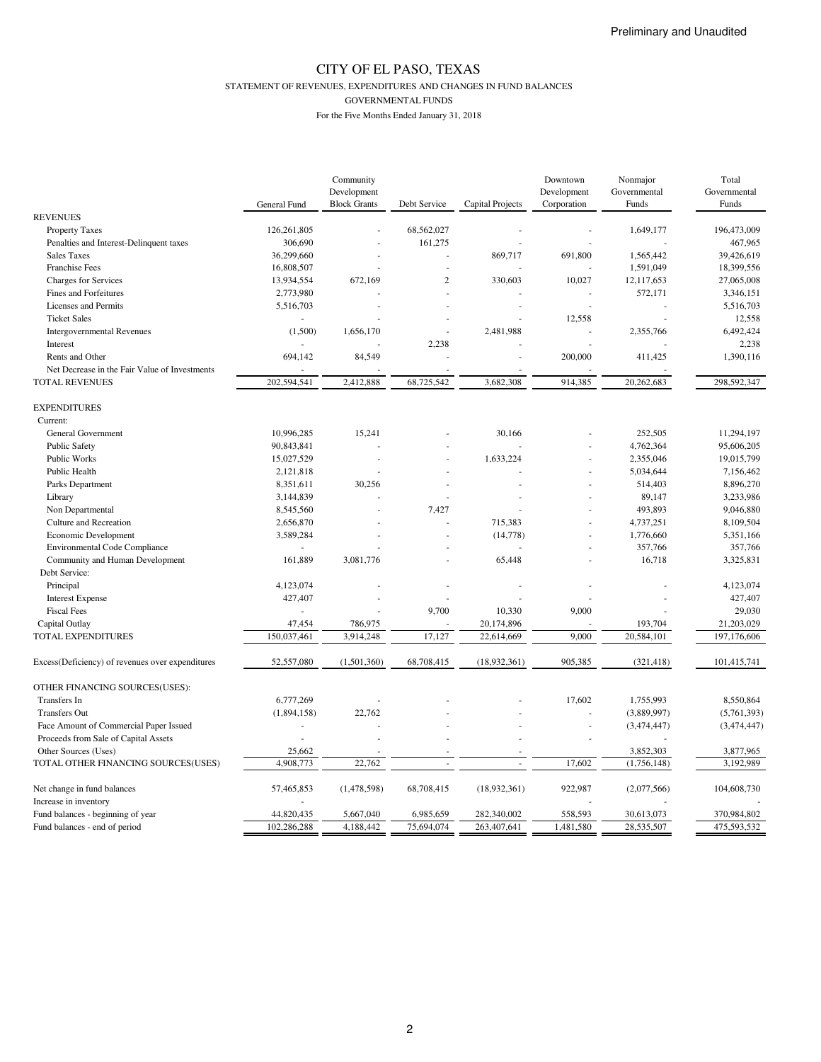Preliminary and Unaudited

# CITY OF EL PASO, TEXAS

STATEMENT OF REVENUES, EXPENDITURES AND CHANGES IN FUND BALANCES

GOVERNMENTAL FUNDS

For the Five Months Ended January 31, 2018

| | General Fund | Community Development Block Grants | Debt Service | Capital Projects | Downtown Development Corporation | Nonmajor Governmental Funds | Total Governmental Funds |
|---|---|---|---|---|---|---|---|
| REVENUES | | | | | | | |
| Property Taxes | 126,261,805 | - | 68,562,027 | - | - | 1,649,177 | 196,473,009 |
| Penalties and Interest-Delinquent taxes | 306,690 | - | 161,275 | - | - | - | 467,965 |
| Sales Taxes | 36,299,660 | - | - | 869,717 | 691,800 | 1,565,442 | 39,426,619 |
| Franchise Fees | 16,808,507 | - | - | - | - | 1,591,049 | 18,399,556 |
| Charges for Services | 13,934,554 | 672,169 | 2 | 330,603 | 10,027 | 12,117,653 | 27,065,008 |
| Fines and Forfeitures | 2,773,980 | - | - | - | - | 572,171 | 3,346,151 |
| Licenses and Permits | 5,516,703 | - | - | - | - | - | 5,516,703 |
| Ticket Sales | - | - | - | - | 12,558 | - | 12,558 |
| Intergovernmental Revenues | (1,500) | 1,656,170 | - | 2,481,988 | - | 2,355,766 | 6,492,424 |
| Interest | - | - | 2,238 | - | - | - | 2,238 |
| Rents and Other | 694,142 | 84,549 | - | - | 200,000 | 411,425 | 1,390,116 |
| Net Decrease in the Fair Value of Investments | - | - | - | - | - | - | - |
| TOTAL REVENUES | 202,594,541 | 2,412,888 | 68,725,542 | 3,682,308 | 914,385 | 20,262,683 | 298,592,347 |
| EXPENDITURES | | | | | | | |
| Current: | | | | | | | |
| General Government | 10,996,285 | 15,241 | - | 30,166 | - | 252,505 | 11,294,197 |
| Public Safety | 90,843,841 | - | - | - | - | 4,762,364 | 95,606,205 |
| Public Works | 15,027,529 | - | - | 1,633,224 | - | 2,355,046 | 19,015,799 |
| Public Health | 2,121,818 | - | - | - | - | 5,034,644 | 7,156,462 |
| Parks Department | 8,351,611 | 30,256 | - | - | - | 514,403 | 8,896,270 |
| Library | 3,144,839 | - | - | - | - | 89,147 | 3,233,986 |
| Non Departmental | 8,545,560 | - | 7,427 | - | - | 493,893 | 9,046,880 |
| Culture and Recreation | 2,656,870 | - | - | 715,383 | - | 4,737,251 | 8,109,504 |
| Economic Development | 3,589,284 | - | - | (14,778) | - | 1,776,660 | 5,351,166 |
| Environmental Code Compliance | - | - | - | - | - | 357,766 | 357,766 |
| Community and Human Development | 161,889 | 3,081,776 | - | 65,448 | - | 16,718 | 3,325,831 |
| Debt Service: | | | | | | | |
| Principal | 4,123,074 | - | - | - | - | - | 4,123,074 |
| Interest Expense | 427,407 | - | - | - | - | - | 427,407 |
| Fiscal Fees | - | - | 9,700 | 10,330 | 9,000 | - | 29,030 |
| Capital Outlay | 47,454 | 786,975 | - | 20,174,896 | - | 193,704 | 21,203,029 |
| TOTAL EXPENDITURES | 150,037,461 | 3,914,248 | 17,127 | 22,614,669 | 9,000 | 20,584,101 | 197,176,606 |
| Excess(Deficiency) of revenues over expenditures | 52,557,080 | (1,501,360) | 68,708,415 | (18,932,361) | 905,385 | (321,418) | 101,415,741 |
| OTHER FINANCING SOURCES(USES): | | | | | | | |
| Transfers In | 6,777,269 | - | - | - | 17,602 | 1,755,993 | 8,550,864 |
| Transfers Out | (1,894,158) | 22,762 | - | - | - | (3,889,997) | (5,761,393) |
| Face Amount of Commercial Paper Issued | - | - | - | - | - | (3,474,447) | (3,474,447) |
| Proceeds from Sale of Capital Assets | - | - | - | - | - | - | |
| Other Sources (Uses) | 25,662 | - | - | - | | 3,852,303 | 3,877,965 |
| TOTAL OTHER FINANCING SOURCES(USES) | 4,908,773 | 22,762 | - | - | 17,602 | (1,756,148) | 3,192,989 |
| Net change in fund balances | 57,465,853 | (1,478,598) | 68,708,415 | (18,932,361) | 922,987 | (2,077,566) | 104,608,730 |
| Increase in inventory | - | | | | - | - | - |
| Fund balances - beginning of year | 44,820,435 | 5,667,040 | 6,985,659 | 282,340,002 | 558,593 | 30,613,073 | 370,984,802 |
| Fund balances - end of period | 102,286,288 | 4,188,442 | 75,694,074 | 263,407,641 | 1,481,580 | 28,535,507 | 475,593,532 |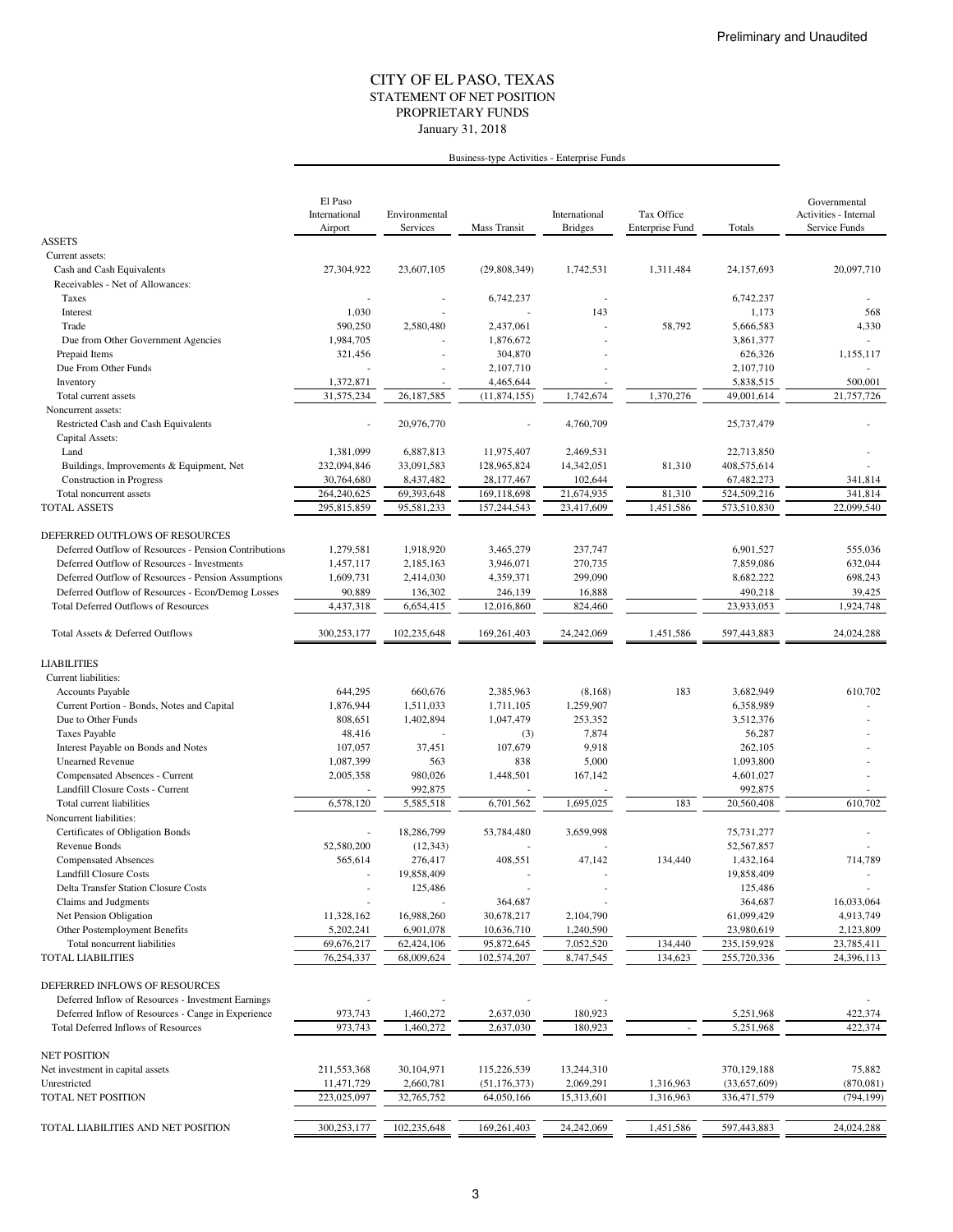Preliminary and Unaudited

# CITY OF EL PASO, TEXAS
## STATEMENT OF NET POSITION
## PROPRIETARY FUNDS
### January 31, 2018

| | Business-type Activities - Enterprise Funds | | | | | | |
|---|---|---|---|---|---|---|---|
| | El Paso International Airport | Environmental Services | Mass Transit | International Bridges | Tax Office Enterprise Fund | Totals | Governmental Activities - Internal Service Funds |
| **ASSETS** | | | | | | | |
| Current assets: | | | | | | | |
| Cash and Cash Equivalents | 27,304,922 | 23,607,105 | (29,808,349) | 1,742,531 | 1,311,484 | 24,157,693 | 20,097,710 |
| Receivables - Net of Allowances: | | | | | | | |
| Taxes | - | - | 6,742,237 | - | | 6,742,237 | - |
| Interest | 1,030 | - | - | 143 | | 1,173 | 568 |
| Trade | 590,250 | 2,580,480 | 2,437,061 | - | 58,792 | 5,666,583 | 4,330 |
| Due from Other Government Agencies | 1,984,705 | - | 1,876,672 | - | | 3,861,377 | - |
| Prepaid Items | 321,456 | - | 304,870 | - | | 626,326 | 1,155,117 |
| Due From Other Funds | - | - | 2,107,710 | - | | 2,107,710 | - |
| Inventory | 1,372,871 | - | 4,465,644 | - | | 5,838,515 | 500,001 |
| Total current assets | 31,575,234 | 26,187,585 | (11,874,155) | 1,742,674 | 1,370,276 | 49,001,614 | 21,757,726 |
| Noncurrent assets: | | | | | | | |
| Restricted Cash and Cash Equivalents | - | 20,976,770 | - | 4,760,709 | | 25,737,479 | - |
| Capital Assets: | | | | | | | |
| Land | 1,381,099 | 6,887,813 | 11,975,407 | 2,469,531 | | 22,713,850 | - |
| Buildings, Improvements & Equipment, Net | 232,094,846 | 33,091,583 | 128,965,824 | 14,342,051 | 81,310 | 408,575,614 | - |
| Construction in Progress | 30,764,680 | 8,437,482 | 28,177,467 | 102,644 | | 67,482,273 | 341,814 |
| Total noncurrent assets | 264,240,625 | 69,393,648 | 169,118,698 | 21,674,935 | 81,310 | 524,509,216 | 341,814 |
| TOTAL ASSETS | 295,815,859 | 95,581,233 | 157,244,543 | 23,417,609 | 1,451,586 | 573,510,830 | 22,099,540 |
| **DEFERRED OUTFLOWS OF RESOURCES** | | | | | | | |
| Deferred Outflow of Resources - Pension Contributions | 1,279,581 | 1,918,920 | 3,465,279 | 237,747 | | 6,901,527 | 555,036 |
| Deferred Outflow of Resources - Investments | 1,457,117 | 2,185,163 | 3,946,071 | 270,735 | | 7,859,086 | 632,044 |
| Deferred Outflow of Resources - Pension Assumptions | 1,609,731 | 2,414,030 | 4,359,371 | 299,090 | | 8,682,222 | 698,243 |
| Deferred Outflow of Resources - Econ/Demog Losses | 90,889 | 136,302 | 246,139 | 16,888 | | 490,218 | 39,425 |
| Total Deferred Outflows of Resources | 4,437,318 | 6,654,415 | 12,016,860 | 824,460 | | 23,933,053 | 1,924,748 |
| Total Assets & Deferred Outflows | 300,253,177 | 102,235,648 | 169,261,403 | 24,242,069 | 1,451,586 | 597,443,883 | 24,024,288 |
| **LIABILITIES** | | | | | | | |
| Current liabilities: | | | | | | | |
| Accounts Payable | 644,295 | 660,676 | 2,385,963 | (8,168) | 183 | 3,682,949 | 610,702 |
| Current Portion - Bonds, Notes and Capital | 1,876,944 | 1,511,033 | 1,711,105 | 1,259,907 | | 6,358,989 | - |
| Due to Other Funds | 808,651 | 1,402,894 | 1,047,479 | 253,352 | | 3,512,376 | - |
| Taxes Payable | 48,416 | - | (3) | 7,874 | | 56,287 | - |
| Interest Payable on Bonds and Notes | 107,057 | 37,451 | 107,679 | 9,918 | | 262,105 | - |
| Unearned Revenue | 1,087,399 | 563 | 838 | 5,000 | | 1,093,800 | - |
| Compensated Absences - Current | 2,005,358 | 980,026 | 1,448,501 | 167,142 | | 4,601,027 | - |
| Landfill Closure Costs - Current | - | 992,875 | - | - | | 992,875 | - |
| Total current liabilities | 6,578,120 | 5,585,518 | 6,701,562 | 1,695,025 | 183 | 20,560,408 | 610,702 |
| Noncurrent liabilities: | | | | | | | |
| Certificates of Obligation Bonds | - | 18,286,799 | 53,784,480 | 3,659,998 | | 75,731,277 | - |
| Revenue Bonds | 52,580,200 | (12,343) | - | - | | 52,567,857 | - |
| Compensated Absences | 565,614 | 276,417 | 408,551 | 47,142 | 134,440 | 1,432,164 | 714,789 |
| Landfill Closure Costs | - | 19,858,409 | - | - | | 19,858,409 | - |
| Delta Transfer Station Closure Costs | - | 125,486 | - | - | | 125,486 | - |
| Claims and Judgments | - | - | 364,687 | - | | 364,687 | 16,033,064 |
| Net Pension Obligation | 11,328,162 | 16,988,260 | 30,678,217 | 2,104,790 | | 61,099,429 | 4,913,749 |
| Other Postemployment Benefits | 5,202,241 | 6,901,078 | 10,636,710 | 1,240,590 | | 23,980,619 | 2,123,809 |
| Total noncurrent liabilities | 69,676,217 | 62,424,106 | 95,872,645 | 7,052,520 | 134,440 | 235,159,928 | 23,785,411 |
| TOTAL LIABILITIES | 76,254,337 | 68,009,624 | 102,574,207 | 8,747,545 | 134,623 | 255,720,336 | 24,396,113 |
| **DEFERRED INFLOWS OF RESOURCES** | | | | | | | |
| Deferred Inflow of Resources - Investment Earnings | - | - | - | - | | | - |
| Deferred Inflow of Resources - Cange in Experience | 973,743 | 1,460,272 | 2,637,030 | 180,923 | | 5,251,968 | 422,374 |
| Total Deferred Inflows of Resources | 973,743 | 1,460,272 | 2,637,030 | 180,923 | - | 5,251,968 | 422,374 |
| **NET POSITION** | | | | | | | |
| Net investment in capital assets | 211,553,368 | 30,104,971 | 115,226,539 | 13,244,310 | | 370,129,188 | 75,882 |
| Unrestricted | 11,471,729 | 2,660,781 | (51,176,373) | 2,069,291 | 1,316,963 | (33,657,609) | (870,081) |
| TOTAL NET POSITION | 223,025,097 | 32,765,752 | 64,050,166 | 15,313,601 | 1,316,963 | 336,471,579 | (794,199) |
| TOTAL LIABILITIES AND NET POSITION | 300,253,177 | 102,235,648 | 169,261,403 | 24,242,069 | 1,451,586 | 597,443,883 | 24,024,288 |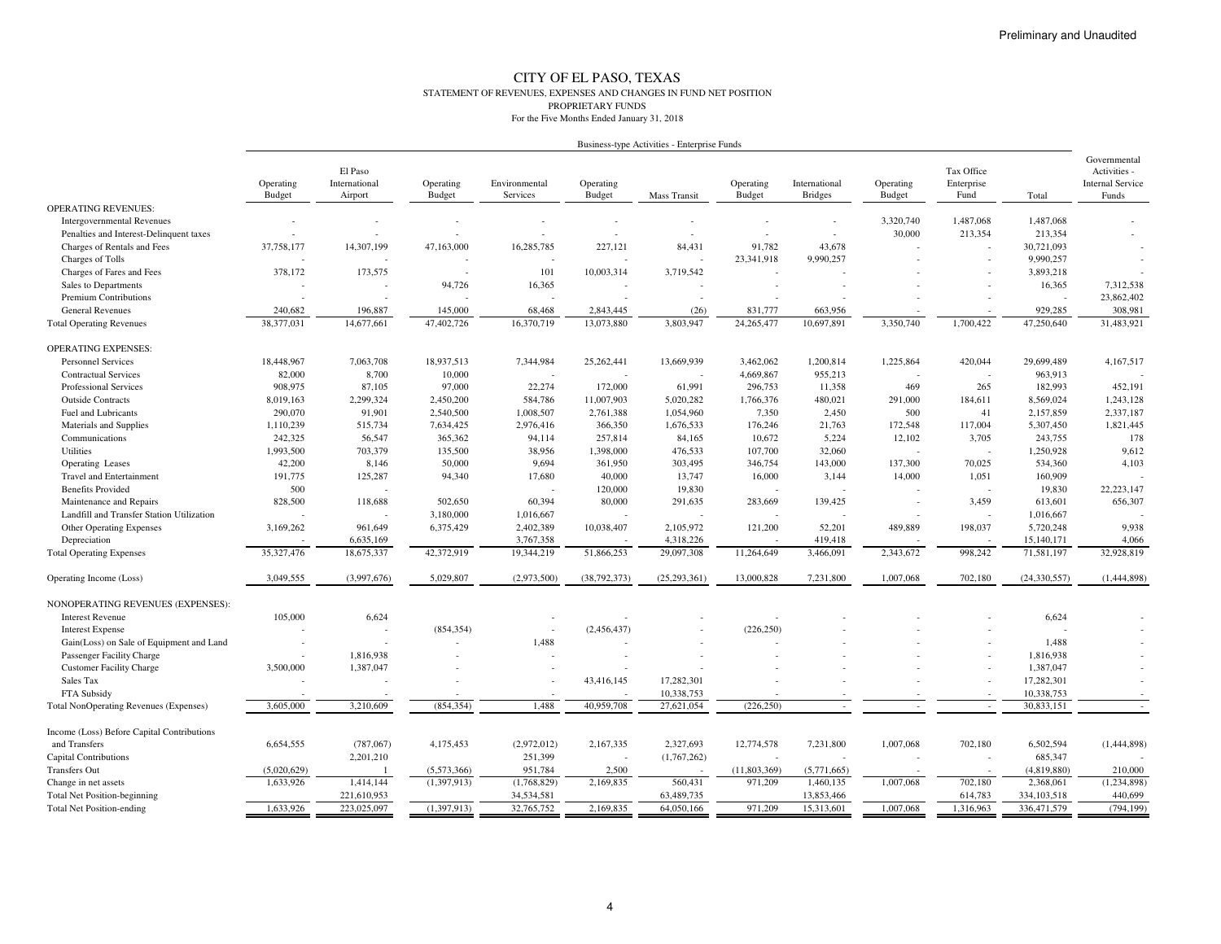Preliminary and Unaudited

# CITY OF EL PASO, TEXAS

STATEMENT OF REVENUES, EXPENSES AND CHANGES IN FUND NET POSITION

PROPRIETARY FUNDS

For the Five Months Ended January 31, 2018

| | Business-type Activities - Enterprise Funds | | | | | | | | | | | |
|---|---|---|---|---|---|---|---|---|---|---|---|---|
| | Operating Budget | El Paso International Airport | Operating Budget | Environmental Services | Operating Budget | Mass Transit | Operating Budget | International Bridges | Operating Budget | Tax Office Enterprise Fund | Total | Governmental Activities - Internal Service Funds |
| OPERATING REVENUES: | | | | | | | | | | | | |
| Intergovernmental Revenues | - | - | - | - | - | - | - | - | 3,320,740 | 1,487,068 | 1,487,068 | - |
| Penalties and Interest-Delinquent taxes | - | - | - | - | - | - | - | - | 30,000 | 213,354 | 213,354 | - |
| Charges of Rentals and Fees | 37,758,177 | 14,307,199 | 47,163,000 | 16,285,785 | 227,121 | 84,431 | 91,782 | 43,678 | - | - | 30,721,093 | - |
| Charges of Tolls | - | - | - | - | - | - | 23,341,918 | 9,990,257 | - | - | 9,990,257 | - |
| Charges of Fares and Fees | 378,172 | 173,575 | - | 101 | 10,003,314 | 3,719,542 | - | - | - | - | 3,893,218 | - |
| Sales to Departments | - | - | 94,726 | 16,365 | - | - | - | - | - | - | 16,365 | 7,312,538 |
| Premium Contributions | - | - | - | - | - | - | - | - | - | - | - | 23,862,402 |
| General Revenues | 240,682 | 196,887 | 145,000 | 68,468 | 2,843,445 | (26) | 831,777 | 663,956 | - | - | 929,285 | 308,981 |
| Total Operating Revenues | 38,377,031 | 14,677,661 | 47,402,726 | 16,370,719 | 13,073,880 | 3,803,947 | 24,265,477 | 10,697,891 | 3,350,740 | 1,700,422 | 47,250,640 | 31,483,921 |
| OPERATING EXPENSES: | | | | | | | | | | | | |
| Personnel Services | 18,448,967 | 7,063,708 | 18,937,513 | 7,344,984 | 25,262,441 | 13,669,939 | 3,462,062 | 1,200,814 | 1,225,864 | 420,044 | 29,699,489 | 4,167,517 |
| Contractual Services | 82,000 | 8,700 | 10,000 | - | - | - | 4,669,867 | 955,213 | - | - | 963,913 | - |
| Professional Services | 908,975 | 87,105 | 97,000 | 22,274 | 172,000 | 61,991 | 296,753 | 11,358 | 469 | 265 | 182,993 | 452,191 |
| Outside Contracts | 8,019,163 | 2,299,324 | 2,450,200 | 584,786 | 11,007,903 | 5,020,282 | 1,766,376 | 480,021 | 291,000 | 184,611 | 8,569,024 | 1,243,128 |
| Fuel and Lubricants | 290,070 | 91,901 | 2,540,500 | 1,008,507 | 2,761,388 | 1,054,960 | 7,350 | 2,450 | 500 | 41 | 2,157,859 | 2,337,187 |
| Materials and Supplies | 1,110,239 | 515,734 | 7,634,425 | 2,976,416 | 366,350 | 1,676,533 | 176,246 | 21,763 | 172,548 | 117,004 | 5,307,450 | 1,821,445 |
| Communications | 242,325 | 56,547 | 365,362 | 94,114 | 257,814 | 84,165 | 10,672 | 5,224 | 12,102 | 3,705 | 243,755 | 178 |
| Utilities | 1,993,500 | 703,379 | 135,500 | 38,956 | 1,398,000 | 476,533 | 107,700 | 32,060 | - | - | 1,250,928 | 9,612 |
| Operating Leases | 42,200 | 8,146 | 50,000 | 9,694 | 361,950 | 303,495 | 346,754 | 143,000 | 137,300 | 70,025 | 534,360 | 4,103 |
| Travel and Entertainment | 191,775 | 125,287 | 94,340 | 17,680 | 40,000 | 13,747 | 16,000 | 3,144 | 14,000 | 1,051 | 160,909 | - |
| Benefits Provided | 500 | - | | - | 120,000 | 19,830 | - | - | - | - | 19,830 | 22,223,147 |
| Maintenance and Repairs | 828,500 | 118,688 | 502,650 | 60,394 | 80,000 | 291,635 | 283,669 | 139,425 | - | 3,459 | 613,601 | 656,307 |
| Landfill and Transfer Station Utilization | - | - | 3,180,000 | 1,016,667 | - | - | - | - | - | - | 1,016,667 | - |
| Other Operating Expenses | 3,169,262 | 961,649 | 6,375,429 | 2,402,389 | 10,038,407 | 2,105,972 | 121,200 | 52,201 | 489,889 | 198,037 | 5,720,248 | 9,938 |
| Depreciation | - | 6,635,169 | | 3,767,358 | - | 4,318,226 | - | 419,418 | - | - | 15,140,171 | 4,066 |
| Total Operating Expenses | 35,327,476 | 18,675,337 | 42,372,919 | 19,344,219 | 51,866,253 | 29,097,308 | 11,264,649 | 3,466,091 | 2,343,672 | 998,242 | 71,581,197 | 32,928,819 |
| Operating Income (Loss) | 3,049,555 | (3,997,676) | 5,029,807 | (2,973,500) | (38,792,373) | (25,293,361) | 13,000,828 | 7,231,800 | 1,007,068 | 702,180 | (24,330,557) | (1,444,898) |
| NONOPERATING REVENUES (EXPENSES): | | | | | | | | | | | | |
| Interest Revenue | 105,000 | 6,624 | | - | - | - | - | - | - | - | 6,624 | - |
| Interest Expense | - | - | (854,354) | - | (2,456,437) | - | (226,250) | - | - | - | - | - |
| Gain(Loss) on Sale of Equipment and Land | - | - | - | 1,488 | - | - | - | - | - | - | 1,488 | - |
| Passenger Facility Charge | - | 1,816,938 | - | - | - | - | - | - | - | - | 1,816,938 | - |
| Customer Facility Charge | 3,500,000 | 1,387,047 | - | - | - | - | - | - | - | - | 1,387,047 | - |
| Sales Tax | - | - | - | - | 43,416,145 | 17,282,301 | - | - | - | - | 17,282,301 | - |
| FTA Subsidy | - | - | - | - | - | 10,338,753 | - | - | - | - | 10,338,753 | - |
| Total NonOperating Revenues (Expenses) | 3,605,000 | 3,210,609 | (854,354) | 1,488 | 40,959,708 | 27,621,054 | (226,250) | - | - | - | 30,833,151 | - |
| Income (Loss) Before Capital Contributions and Transfers | 6,654,555 | (787,067) | 4,175,453 | (2,972,012) | 2,167,335 | 2,327,693 | 12,774,578 | 7,231,800 | 1,007,068 | 702,180 | 6,502,594 | (1,444,898) |
| Capital Contributions | | 2,201,210 | | 251,399 | - | (1,767,262) | - | - | | - | 685,347 | - |
| Transfers Out | (5,020,629) | 1 | (5,573,366) | 951,784 | 2,500 | - | (11,803,369) | (5,771,665) | - | - | (4,819,880) | 210,000 |
| Change in net assets | 1,633,926 | 1,414,144 | (1,397,913) | (1,768,829) | 2,169,835 | 560,431 | 971,209 | 1,460,135 | 1,007,068 | 702,180 | 2,368,061 | (1,234,898) |
| Total Net Position-beginning | | 221,610,953 | | 34,534,581 | | 63,489,735 | | 13,853,466 | | 614,783 | 334,103,518 | 440,699 |
| Total Net Position-ending | 1,633,926 | 223,025,097 | (1,397,913) | 32,765,752 | 2,169,835 | 64,050,166 | 971,209 | 15,313,601 | 1,007,068 | 1,316,963 | 336,471,579 | (794,199) |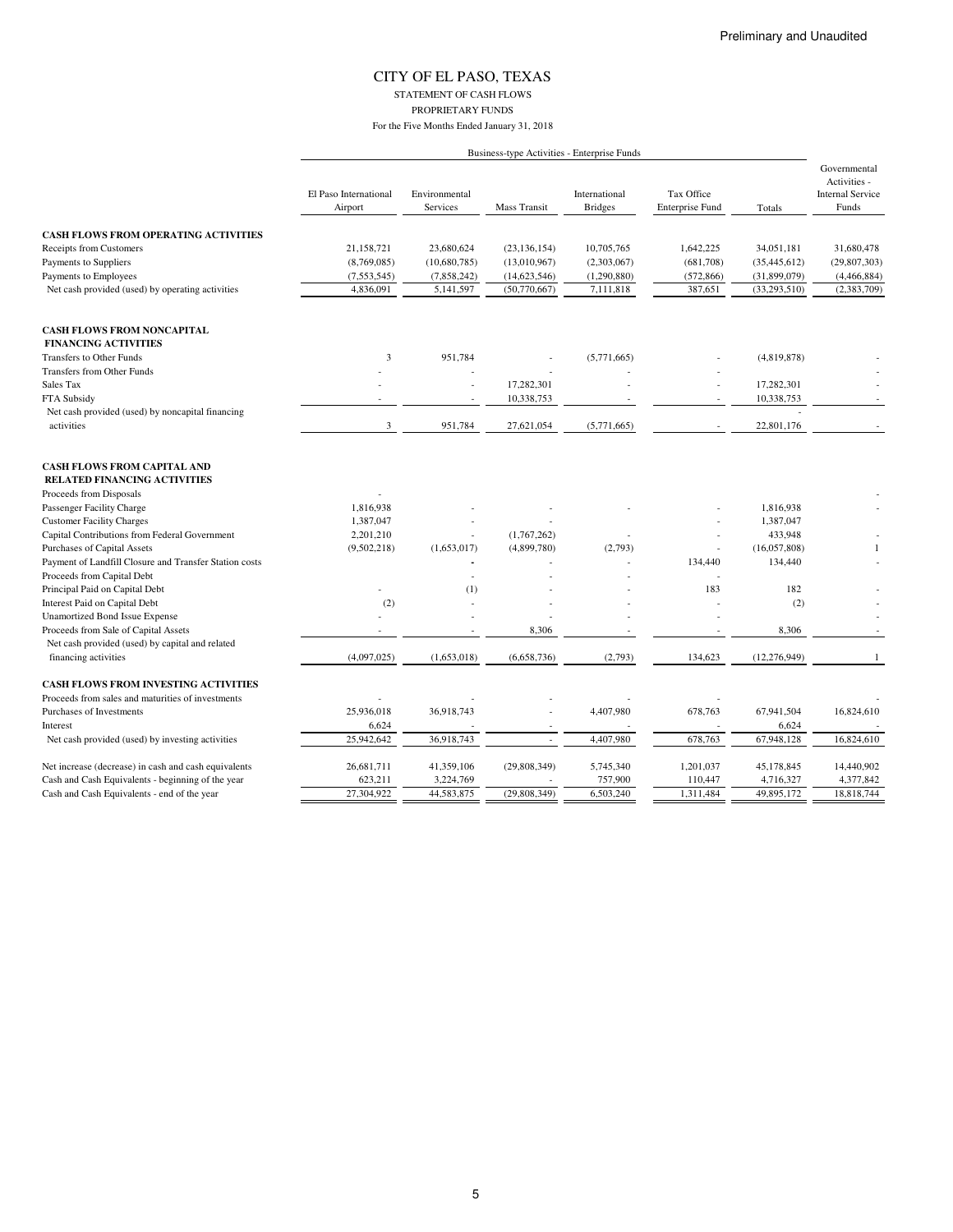Preliminary and Unaudited

# CITY OF EL PASO, TEXAS

STATEMENT OF CASH FLOWS

PROPRIETARY FUNDS

For the Five Months Ended January 31, 2018

| | Business-type Activities - Enterprise Funds | | | | | | Governmental Activities - Internal Service Funds |
|---|---|---|---|---|---|---|---|
| | El Paso International Airport | Environmental Services | Mass Transit | International Bridges | Tax Office Enterprise Fund | Totals | |
| **CASH FLOWS FROM OPERATING ACTIVITIES** | | | | | | | |
| Receipts from Customers | 21,158,721 | 23,680,624 | (23,136,154) | 10,705,765 | 1,642,225 | 34,051,181 | 31,680,478 |
| Payments to Suppliers | (8,769,085) | (10,680,785) | (13,010,967) | (2,303,067) | (681,708) | (35,445,612) | (29,807,303) |
| Payments to Employees | (7,553,545) | (7,858,242) | (14,623,546) | (1,290,880) | (572,866) | (31,899,079) | (4,466,884) |
| Net cash provided (used) by operating activities | 4,836,091 | 5,141,597 | (50,770,667) | 7,111,818 | 387,651 | (33,293,510) | (2,383,709) |
| **CASH FLOWS FROM NONCAPITAL FINANCING ACTIVITIES** | | | | | | | |
| Transfers to Other Funds | 3 | 951,784 | - | (5,771,665) | - | (4,819,878) | - |
| Transfers from Other Funds | - | - | - | - | - | | - |
| Sales Tax | - | - | 17,282,301 | - | - | 17,282,301 | - |
| FTA Subsidy | - | - | 10,338,753 | - | - | 10,338,753 | - |
| Net cash provided (used) by noncapital financing activities | 3 | 951,784 | 27,621,054 | (5,771,665) | - | 22,801,176 | - |
| **CASH FLOWS FROM CAPITAL AND RELATED FINANCING ACTIVITIES** | | | | | | | |
| Proceeds from Disposals | - | | | | | | - |
| Passenger Facility Charge | 1,816,938 | - | - | - | - | 1,816,938 | - |
| Customer Facility Charges | 1,387,047 | - | - | - | - | 1,387,047 | |
| Capital Contributions from Federal Government | 2,201,210 | - | (1,767,262) | - | - | 433,948 | - |
| Purchases of Capital Assets | (9,502,218) | (1,653,017) | (4,899,780) | (2,793) | - | (16,057,808) | 1 |
| Payment of Landfill Closure and Transfer Station costs | | - | - | - | 134,440 | 134,440 | - |
| Proceeds from Capital Debt | | - | - | - | - | | |
| Principal Paid on Capital Debt | - | (1) | - | - | 183 | 182 | - |
| Interest Paid on Capital Debt | (2) | - | - | - | - | (2) | - |
| Unamortized Bond Issue Expense | - | - | - | - | - | | - |
| Proceeds from Sale of Capital Assets | - | - | 8,306 | - | - | 8,306 | - |
| Net cash provided (used) by capital and related financing activities | (4,097,025) | (1,653,018) | (6,658,736) | (2,793) | 134,623 | (12,276,949) | 1 |
| **CASH FLOWS FROM INVESTING ACTIVITIES** | | | | | | | |
| Proceeds from sales and maturities of investments | - | - | - | - | - | | - |
| Purchases of Investments | 25,936,018 | 36,918,743 | - | 4,407,980 | 678,763 | 67,941,504 | 16,824,610 |
| Interest | 6,624 | - | - | - | - | 6,624 | - |
| Net cash provided (used) by investing activities | 25,942,642 | 36,918,743 | - | 4,407,980 | 678,763 | 67,948,128 | 16,824,610 |
| Net increase (decrease) in cash and cash equivalents | 26,681,711 | 41,359,106 | (29,808,349) | 5,745,340 | 1,201,037 | 45,178,845 | 14,440,902 |
| Cash and Cash Equivalents - beginning of the year | 623,211 | 3,224,769 | - | 757,900 | 110,447 | 4,716,327 | 4,377,842 |
| Cash and Cash Equivalents - end of the year | 27,304,922 | 44,583,875 | (29,808,349) | 6,503,240 | 1,311,484 | 49,895,172 | 18,818,744 |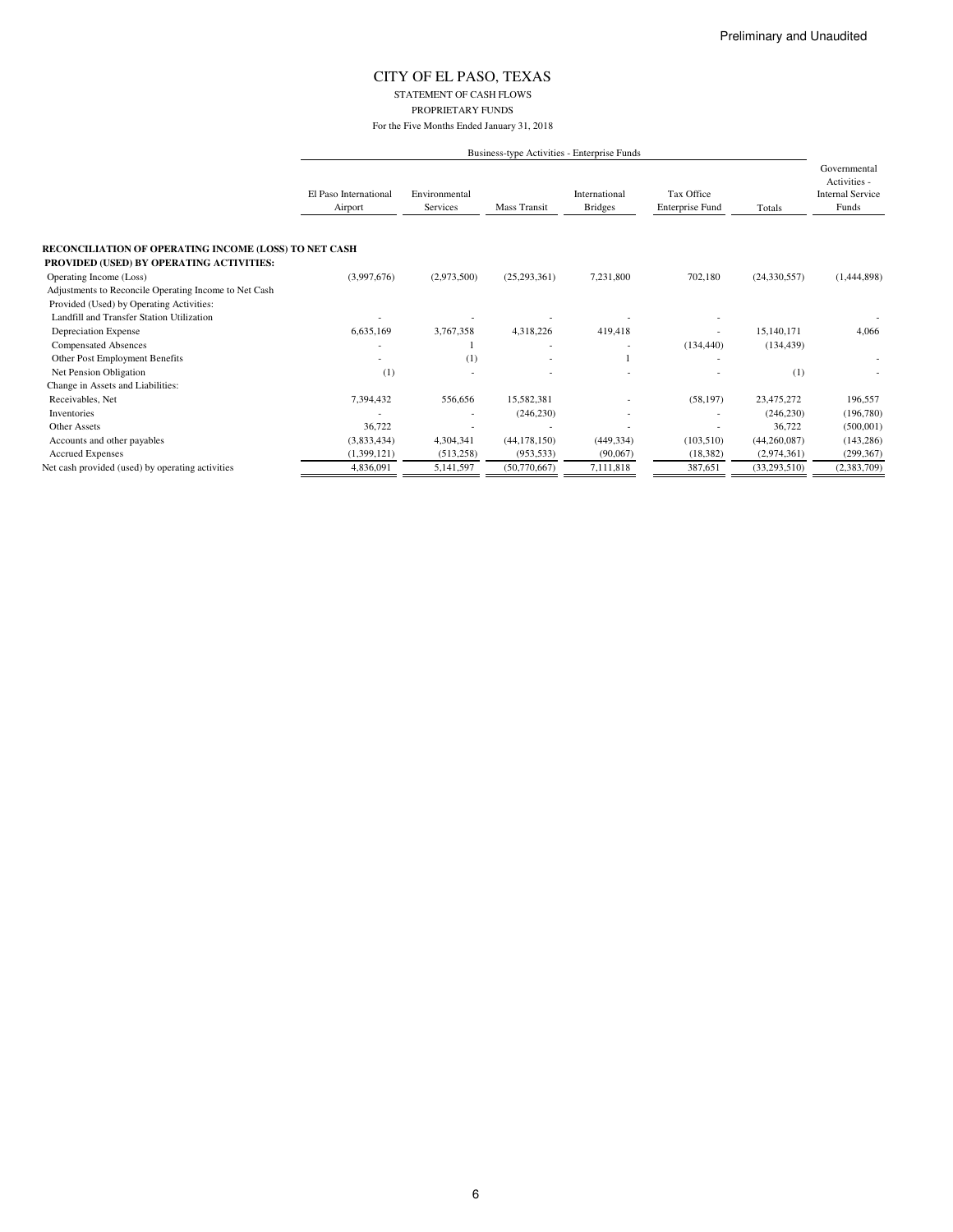Preliminary and Unaudited

# CITY OF EL PASO, TEXAS

STATEMENT OF CASH FLOWS

PROPRIETARY FUNDS

For the Five Months Ended January 31, 2018

| | Business-type Activities - Enterprise Funds | | | | | | Governmental Activities - Internal Service Funds |
|---|---|---|---|---|---|---|---|
| | El Paso International Airport | Environmental Services | Mass Transit | International Bridges | Tax Office Enterprise Fund | Totals | |
| **RECONCILIATION OF OPERATING INCOME (LOSS) TO NET CASH PROVIDED (USED) BY OPERATING ACTIVITIES:** | | | | | | | |
| Operating Income (Loss) | (3,997,676) | (2,973,500) | (25,293,361) | 7,231,800 | 702,180 | (24,330,557) | (1,444,898) |
| Adjustments to Reconcile Operating Income to Net Cash Provided (Used) by Operating Activities: | | | | | | | |
| Landfill and Transfer Station Utilization | - | - | - | - | - | | - |
| Depreciation Expense | 6,635,169 | 3,767,358 | 4,318,226 | 419,418 | - | 15,140,171 | 4,066 |
| Compensated Absences | - | 1 | - | - | (134,440) | (134,439) | |
| Other Post Employment Benefits | - | (1) | - | 1 | - | | - |
| Net Pension Obligation | (1) | - | - | - | - | (1) | - |
| Change in Assets and Liabilities: | | | | | | | |
| Receivables, Net | 7,394,432 | 556,656 | 15,582,381 | - | (58,197) | 23,475,272 | 196,557 |
| Inventories | - | - | (246,230) | - | - | (246,230) | (196,780) |
| Other Assets | 36,722 | - | - | - | - | 36,722 | (500,001) |
| Accounts and other payables | (3,833,434) | 4,304,341 | (44,178,150) | (449,334) | (103,510) | (44,260,087) | (143,286) |
| Accrued Expenses | (1,399,121) | (513,258) | (953,533) | (90,067) | (18,382) | (2,974,361) | (299,367) |
| Net cash provided (used) by operating activities | 4,836,091 | 5,141,597 | (50,770,667) | 7,111,818 | 387,651 | (33,293,510) | (2,383,709) |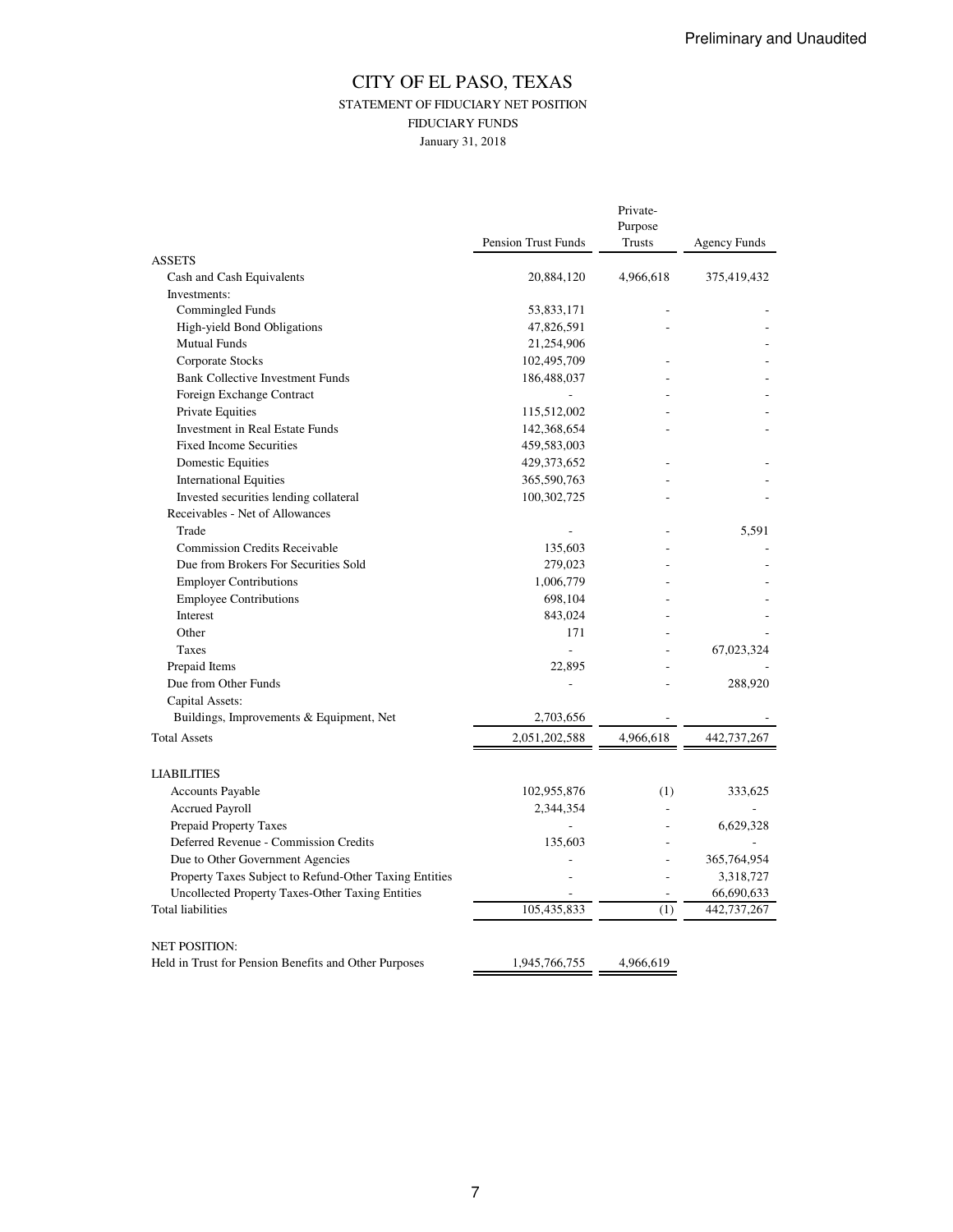Preliminary and Unaudited

# CITY OF EL PASO, TEXAS

## STATEMENT OF FIDUCIARY NET POSITION

### FIDUCIARY FUNDS

January 31, 2018

| | Pension Trust Funds | Private-Purpose Trusts | Agency Funds |
|---|---|---|---|
| ASSETS | | | |
| Cash and Cash Equivalents | 20,884,120 | 4,966,618 | 375,419,432 |
| Investments: | | | |
| Commingled Funds | 53,833,171 | - | - |
| High-yield Bond Obligations | 47,826,591 | - | - |
| Mutual Funds | 21,254,906 | | - |
| Corporate Stocks | 102,495,709 | - | - |
| Bank Collective Investment Funds | 186,488,037 | - | - |
| Foreign Exchange Contract | - | - | - |
| Private Equities | 115,512,002 | - | - |
| Investment in Real Estate Funds | 142,368,654 | - | - |
| Fixed Income Securities | 459,583,003 | | |
| Domestic Equities | 429,373,652 | - | - |
| International Equities | 365,590,763 | - | - |
| Invested securities lending collateral | 100,302,725 | - | - |
| Receivables - Net of Allowances | | | |
| Trade | - | - | 5,591 |
| Commission Credits Receivable | 135,603 | - | - |
| Due from Brokers For Securities Sold | 279,023 | - | - |
| Employer Contributions | 1,006,779 | - | - |
| Employee Contributions | 698,104 | - | - |
| Interest | 843,024 | - | - |
| Other | 171 | - | - |
| Taxes | - | - | 67,023,324 |
| Prepaid Items | 22,895 | - | - |
| Due from Other Funds | - | - | 288,920 |
| Capital Assets: | | | |
| Buildings, Improvements & Equipment, Net | 2,703,656 | - | - |
| Total Assets | 2,051,202,588 | 4,966,618 | 442,737,267 |
| | | | |
| LIABILITIES | | | |
| Accounts Payable | 102,955,876 | (1) | 333,625 |
| Accrued Payroll | 2,344,354 | - | - |
| Prepaid Property Taxes | - | - | 6,629,328 |
| Deferred Revenue - Commission Credits | 135,603 | - | - |
| Due to Other Government Agencies | - | - | 365,764,954 |
| Property Taxes Subject to Refund-Other Taxing Entities | - | - | 3,318,727 |
| Uncollected Property Taxes-Other Taxing Entities | - | - | 66,690,633 |
| Total liabilities | 105,435,833 | (1) | 442,737,267 |
| | | | |
| NET POSITION: | | | |
| Held in Trust for Pension Benefits and Other Purposes | 1,945,766,755 | 4,966,619 | |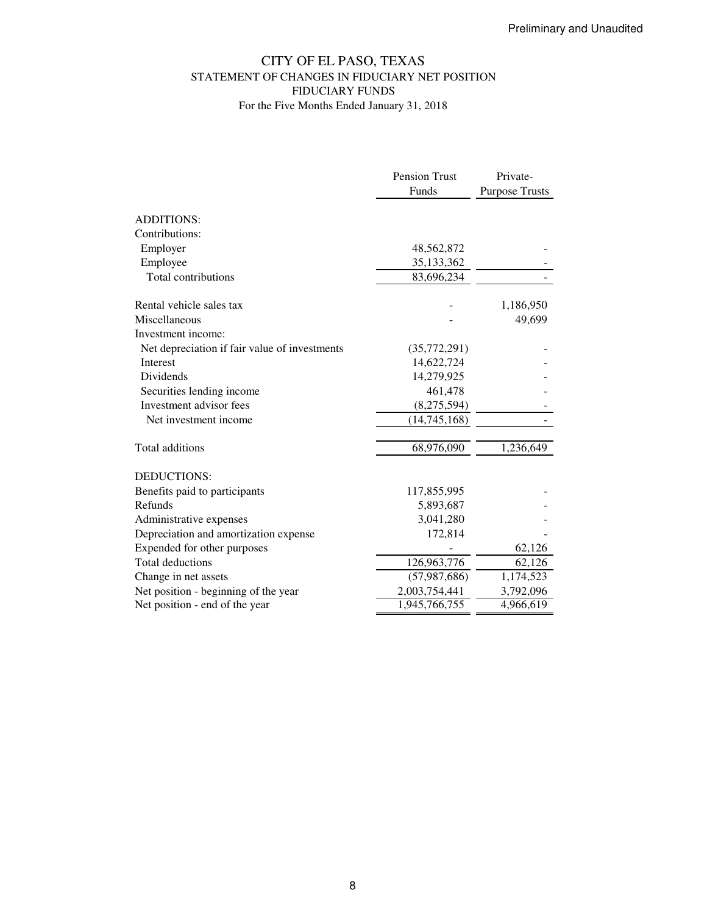Preliminary and Unaudited

# CITY OF EL PASO, TEXAS
## STATEMENT OF CHANGES IN FIDUCIARY NET POSITION
## FIDUCIARY FUNDS
For the Five Months Ended January 31, 2018

| | Pension Trust Funds | Private-Purpose Trusts |
|---|---|---|
| ADDITIONS: | | |
| Contributions: | | |
| Employer | 48,562,872 | - |
| Employee | 35,133,362 | - |
| Total contributions | 83,696,234 | - |
| Rental vehicle sales tax | - | 1,186,950 |
| Miscellaneous | - | 49,699 |
| Investment income: | | |
| Net depreciation if fair value of investments | (35,772,291) | - |
| Interest | 14,622,724 | - |
| Dividends | 14,279,925 | - |
| Securities lending income | 461,478 | - |
| Investment advisor fees | (8,275,594) | - |
| Net investment income | (14,745,168) | - |
| Total additions | 68,976,090 | 1,236,649 |
| DEDUCTIONS: | | |
| Benefits paid to participants | 117,855,995 | - |
| Refunds | 5,893,687 | - |
| Administrative expenses | 3,041,280 | - |
| Depreciation and amortization expense | 172,814 | - |
| Expended for other purposes | - | 62,126 |
| Total deductions | 126,963,776 | 62,126 |
| Change in net assets | (57,987,686) | 1,174,523 |
| Net position - beginning of the year | 2,003,754,441 | 3,792,096 |
| Net position - end of the year | 1,945,766,755 | 4,966,619 |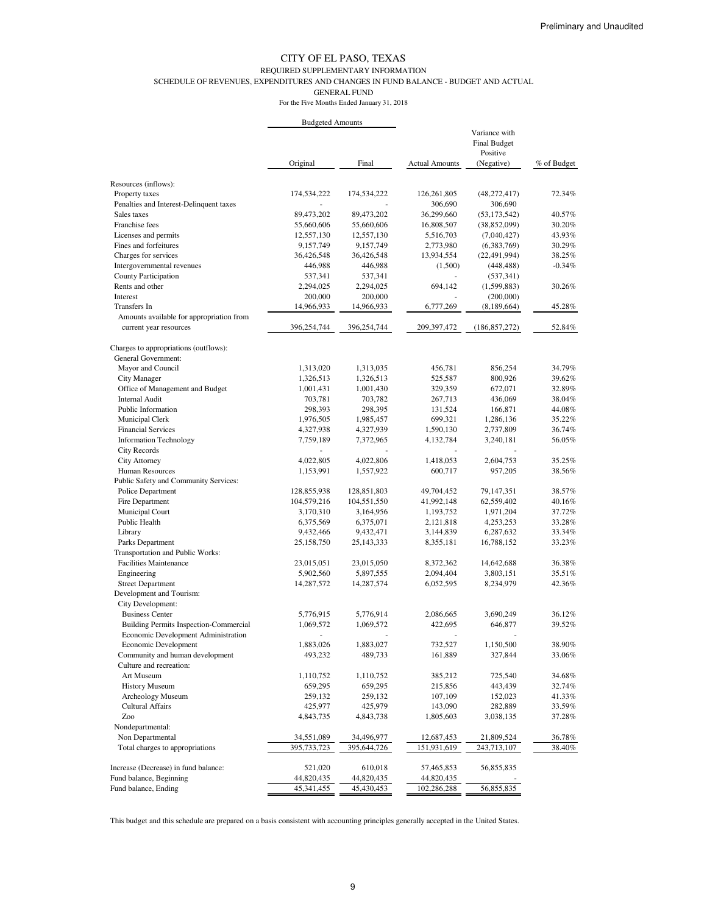Preliminary and Unaudited

# CITY OF EL PASO, TEXAS

## REQUIRED SUPPLEMENTARY INFORMATION

### SCHEDULE OF REVENUES, EXPENDITURES AND CHANGES IN FUND BALANCE - BUDGET AND ACTUAL

### GENERAL FUND

For the Five Months Ended January 31, 2018

| | Budgeted Amounts | | | | |
|---|---|---|---|---|---|
| | Original | Final | Actual Amounts | Variance with Final Budget Positive (Negative) | % of Budget |
| Resources (inflows): | | | | | |
| Property taxes | 174,534,222 | 174,534,222 | 126,261,805 | (48,272,417) | 72.34% |
| Penalties and Interest-Delinquent taxes | - | - | 306,690 | 306,690 | |
| Sales taxes | 89,473,202 | 89,473,202 | 36,299,660 | (53,173,542) | 40.57% |
| Franchise fees | 55,660,606 | 55,660,606 | 16,808,507 | (38,852,099) | 30.20% |
| Licenses and permits | 12,557,130 | 12,557,130 | 5,516,703 | (7,040,427) | 43.93% |
| Fines and forfeitures | 9,157,749 | 9,157,749 | 2,773,980 | (6,383,769) | 30.29% |
| Charges for services | 36,426,548 | 36,426,548 | 13,934,554 | (22,491,994) | 38.25% |
| Intergovernmental revenues | 446,988 | 446,988 | (1,500) | (448,488) | -0.34% |
| County Participation | 537,341 | 537,341 | - | (537,341) | |
| Rents and other | 2,294,025 | 2,294,025 | 694,142 | (1,599,883) | 30.26% |
| Interest | 200,000 | 200,000 | - | (200,000) | |
| Transfers In | 14,966,933 | 14,966,933 | 6,777,269 | (8,189,664) | 45.28% |
| Amounts available for appropriation from current year resources | 396,254,744 | 396,254,744 | 209,397,472 | (186,857,272) | 52.84% |
| Charges to appropriations (outflows): | | | | | |
| General Government: | | | | | |
| Mayor and Council | 1,313,020 | 1,313,035 | 456,781 | 856,254 | 34.79% |
| City Manager | 1,326,513 | 1,326,513 | 525,587 | 800,926 | 39.62% |
| Office of Management and Budget | 1,001,431 | 1,001,430 | 329,359 | 672,071 | 32.89% |
| Internal Audit | 703,781 | 703,782 | 267,713 | 436,069 | 38.04% |
| Public Information | 298,393 | 298,395 | 131,524 | 166,871 | 44.08% |
| Municipal Clerk | 1,976,505 | 1,985,457 | 699,321 | 1,286,136 | 35.22% |
| Financial Services | 4,327,938 | 4,327,939 | 1,590,130 | 2,737,809 | 36.74% |
| Information Technology | 7,759,189 | 7,372,965 | 4,132,784 | 3,240,181 | 56.05% |
| City Records | - | - | - | - | |
| City Attorney | 4,022,805 | 4,022,806 | 1,418,053 | 2,604,753 | 35.25% |
| Human Resources | 1,153,991 | 1,557,922 | 600,717 | 957,205 | 38.56% |
| Public Safety and Community Services: | | | | | |
| Police Department | 128,855,938 | 128,851,803 | 49,704,452 | 79,147,351 | 38.57% |
| Fire Department | 104,579,216 | 104,551,550 | 41,992,148 | 62,559,402 | 40.16% |
| Municipal Court | 3,170,310 | 3,164,956 | 1,193,752 | 1,971,204 | 37.72% |
| Public Health | 6,375,569 | 6,375,071 | 2,121,818 | 4,253,253 | 33.28% |
| Library | 9,432,466 | 9,432,471 | 3,144,839 | 6,287,632 | 33.34% |
| Parks Department | 25,158,750 | 25,143,333 | 8,355,181 | 16,788,152 | 33.23% |
| Transportation and Public Works: | | | | | |
| Facilities Maintenance | 23,015,051 | 23,015,050 | 8,372,362 | 14,642,688 | 36.38% |
| Engineering | 5,902,560 | 5,897,555 | 2,094,404 | 3,803,151 | 35.51% |
| Street Department | 14,287,572 | 14,287,574 | 6,052,595 | 8,234,979 | 42.36% |
| Development and Tourism: | | | | | |
| City Development: | | | | | |
| Business Center | 5,776,915 | 5,776,914 | 2,086,665 | 3,690,249 | 36.12% |
| Building Permits Inspection-Commercial | 1,069,572 | 1,069,572 | 422,695 | 646,877 | 39.52% |
| Economic Development Administration | - | - | - | - | |
| Economic Development | 1,883,026 | 1,883,027 | 732,527 | 1,150,500 | 38.90% |
| Community and human development | 493,232 | 489,733 | 161,889 | 327,844 | 33.06% |
| Culture and recreation: | | | | | |
| Art Museum | 1,110,752 | 1,110,752 | 385,212 | 725,540 | 34.68% |
| History Museum | 659,295 | 659,295 | 215,856 | 443,439 | 32.74% |
| Archeology Museum | 259,132 | 259,132 | 107,109 | 152,023 | 41.33% |
| Cultural Affairs | 425,977 | 425,979 | 143,090 | 282,889 | 33.59% |
| Zoo | 4,843,735 | 4,843,738 | 1,805,603 | 3,038,135 | 37.28% |
| Nondepartmental: | | | | | |
| Non Departmental | 34,551,089 | 34,496,977 | 12,687,453 | 21,809,524 | 36.78% |
| Total charges to appropriations | 395,733,723 | 395,644,726 | 151,931,619 | 243,713,107 | 38.40% |
| Increase (Decrease) in fund balance: | 521,020 | 610,018 | 57,465,853 | 56,855,835 | |
| Fund balance, Beginning | 44,820,435 | 44,820,435 | 44,820,435 | - | |
| Fund balance, Ending | 45,341,455 | 45,430,453 | 102,286,288 | 56,855,835 | |

This budget and this schedule are prepared on a basis consistent with accounting principles generally accepted in the United States.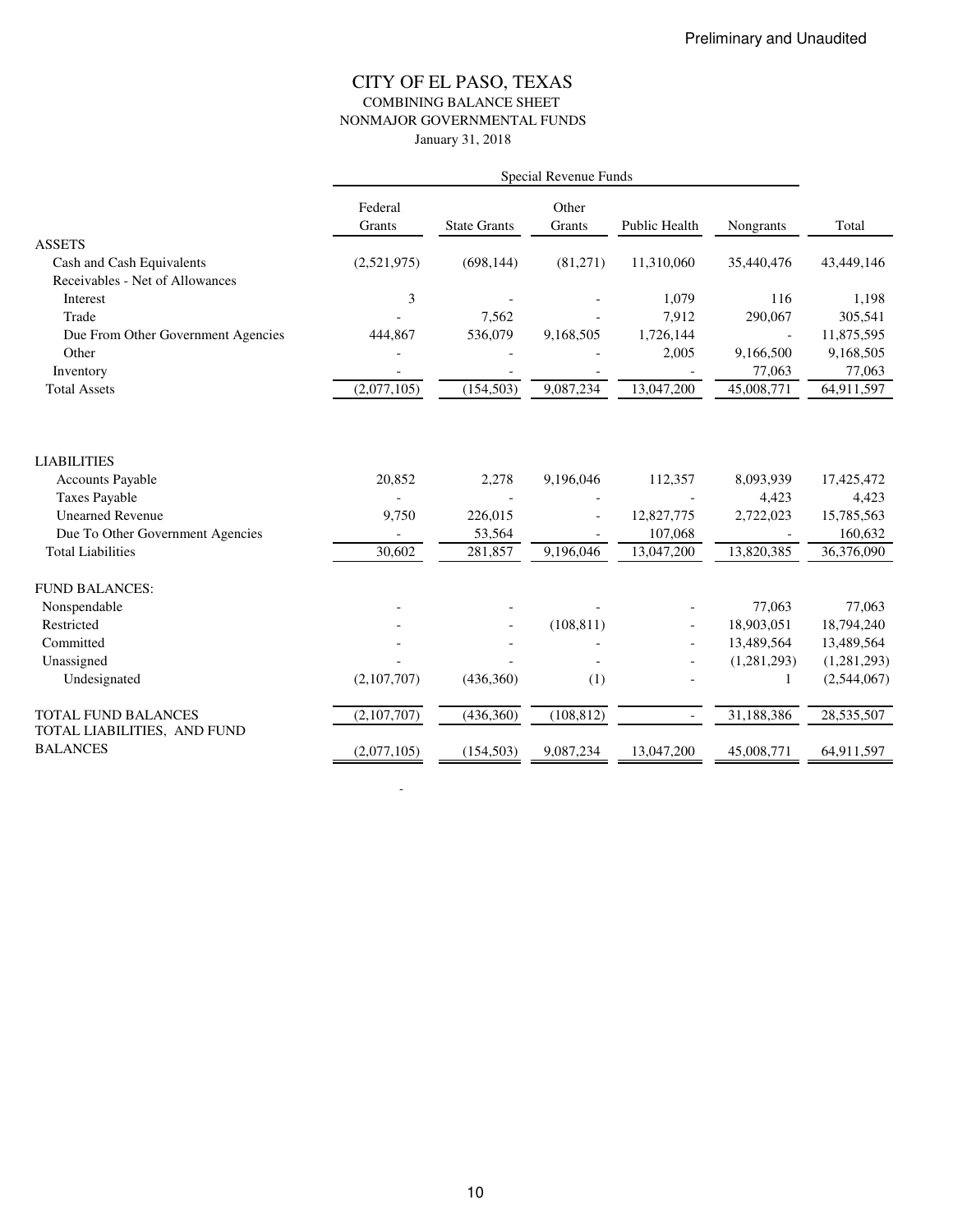Preliminary and Unaudited

# CITY OF EL PASO, TEXAS

## COMBINING BALANCE SHEET
## NONMAJOR GOVERNMENTAL FUNDS
### January 31, 2018

| | Special Revenue Funds | | | | | |
|---|---|---|---|---|---|---|
| | Federal Grants | State Grants | Other Grants | Public Health | Nongrants | Total |
| **ASSETS** | | | | | | |
| Cash and Cash Equivalents | (2,521,975) | (698,144) | (81,271) | 11,310,060 | 35,440,476 | 43,449,146 |
| Receivables - Net of Allowances | | | | | | |
| Interest | 3 | - | - | 1,079 | 116 | 1,198 |
| Trade | - | 7,562 | - | 7,912 | 290,067 | 305,541 |
| Due From Other Government Agencies | 444,867 | 536,079 | 9,168,505 | 1,726,144 | - | 11,875,595 |
| Other | - | - | - | 2,005 | 9,166,500 | 9,168,505 |
| Inventory | - | - | - | - | 77,063 | 77,063 |
| Total Assets | (2,077,105) | (154,503) | 9,087,234 | 13,047,200 | 45,008,771 | 64,911,597 |
| **LIABILITIES** | | | | | | |
| Accounts Payable | 20,852 | 2,278 | 9,196,046 | 112,357 | 8,093,939 | 17,425,472 |
| Taxes Payable | - | - | - | - | 4,423 | 4,423 |
| Unearned Revenue | 9,750 | 226,015 | - | 12,827,775 | 2,722,023 | 15,785,563 |
| Due To Other Government Agencies | - | 53,564 | - | 107,068 | - | 160,632 |
| Total Liabilities | 30,602 | 281,857 | 9,196,046 | 13,047,200 | 13,820,385 | 36,376,090 |
| **FUND BALANCES:** | | | | | | |
| Nonspendable | - | - | - | - | 77,063 | 77,063 |
| Restricted | - | - | (108,811) | - | 18,903,051 | 18,794,240 |
| Committed | - | - | - | - | 13,489,564 | 13,489,564 |
| Unassigned | - | - | - | - | (1,281,293) | (1,281,293) |
| Undesignated | (2,107,707) | (436,360) | (1) | - | 1 | (2,544,067) |
| TOTAL FUND BALANCES | (2,107,707) | (436,360) | (108,812) | - | 31,188,386 | 28,535,507 |
| TOTAL LIABILITIES, AND FUND BALANCES | (2,077,105) | (154,503) | 9,087,234 | 13,047,200 | 45,008,771 | 64,911,597 |

-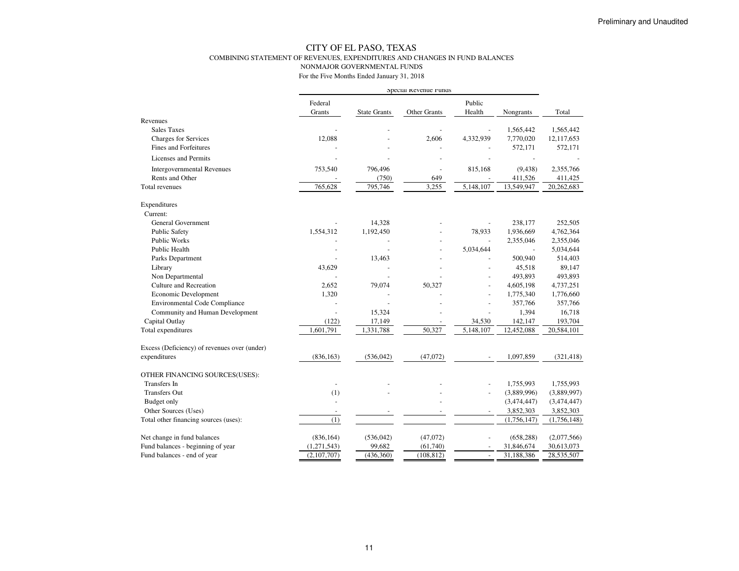Preliminary and Unaudited

# CITY OF EL PASO, TEXAS

## COMBINING STATEMENT OF REVENUES, EXPENDITURES AND CHANGES IN FUND BALANCES

### NONMAJOR GOVERNMENTAL FUNDS

For the Five Months Ended January 31, 2018

| | Special Revenue Funds | | | | | |
|---|---|---|---|---|---|---|
| | Federal Grants | State Grants | Other Grants | Public Health | Nongrants | Total |
| **Revenues** | | | | | | |
| Sales Taxes | - | - | - | - | 1,565,442 | 1,565,442 |
| Charges for Services | 12,088 | - | 2,606 | 4,332,939 | 7,770,020 | 12,117,653 |
| Fines and Forfeitures | - | - | - | - | 572,171 | 572,171 |
| Licenses and Permits | - | - | - | - | - | - |
| Intergovernmental Revenues | 753,540 | 796,496 | - | 815,168 | (9,438) | 2,355,766 |
| Rents and Other | - | (750) | 649 | - | 411,526 | 411,425 |
| Total revenues | 765,628 | 795,746 | 3,255 | 5,148,107 | 13,549,947 | 20,262,683 |
| **Expenditures** | | | | | | |
| Current: | | | | | | |
| General Government | - | 14,328 | - | - | 238,177 | 252,505 |
| Public Safety | 1,554,312 | 1,192,450 | - | 78,933 | 1,936,669 | 4,762,364 |
| Public Works | - | - | - | - | 2,355,046 | 2,355,046 |
| Public Health | - | - | - | 5,034,644 | - | 5,034,644 |
| Parks Department | - | 13,463 | - | - | 500,940 | 514,403 |
| Library | 43,629 | - | - | - | 45,518 | 89,147 |
| Non Departmental | - | - | - | - | 493,893 | 493,893 |
| Culture and Recreation | 2,652 | 79,074 | 50,327 | - | 4,605,198 | 4,737,251 |
| Economic Development | 1,320 | - | - | - | 1,775,340 | 1,776,660 |
| Environmental Code Compliance | - | - | - | - | 357,766 | 357,766 |
| Community and Human Development | - | 15,324 | - | - | 1,394 | 16,718 |
| Capital Outlay | (122) | 17,149 | - | 34,530 | 142,147 | 193,704 |
| Total expenditures | 1,601,791 | 1,331,788 | 50,327 | 5,148,107 | 12,452,088 | 20,584,101 |
| Excess (Deficiency) of revenues over (under) expenditures | (836,163) | (536,042) | (47,072) | - | 1,097,859 | (321,418) |
| **OTHER FINANCING SOURCES(USES):** | | | | | | |
| Transfers In | - | - | - | - | 1,755,993 | 1,755,993 |
| Transfers Out | (1) | - | - | - | (3,889,996) | (3,889,997) |
| Budget only | - | | - | | (3,474,447) | (3,474,447) |
| Other Sources (Uses) | - | - | - | - | 3,852,303 | 3,852,303 |
| Total other financing sources (uses): | (1) | | | | (1,756,147) | (1,756,148) |
| Net change in fund balances | (836,164) | (536,042) | (47,072) | - | (658,288) | (2,077,566) |
| Fund balances - beginning of year | (1,271,543) | 99,682 | (61,740) | - | 31,846,674 | 30,613,073 |
| Fund balances - end of year | (2,107,707) | (436,360) | (108,812) | - | 31,188,386 | 28,535,507 |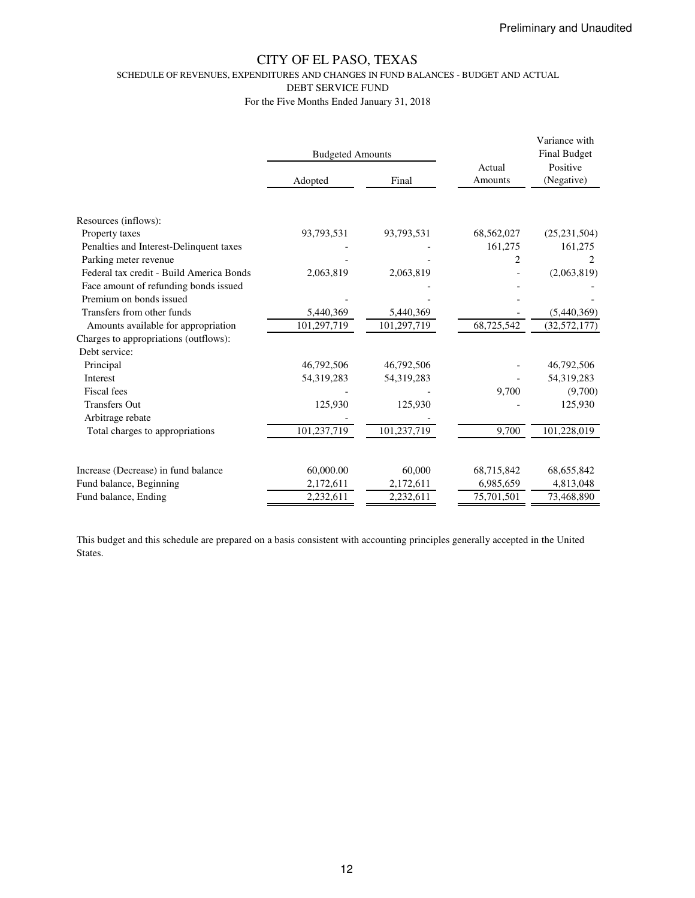Preliminary and Unaudited

# CITY OF EL PASO, TEXAS

SCHEDULE OF REVENUES, EXPENDITURES AND CHANGES IN FUND BALANCES - BUDGET AND ACTUAL

DEBT SERVICE FUND

For the Five Months Ended January 31, 2018

| | Budgeted Amounts | | | Variance with Final Budget |
|---|---|---|---|---|
| | Adopted | Final | Actual Amounts | Positive (Negative) |
| Resources (inflows): | | | | |
| Property taxes | 93,793,531 | 93,793,531 | 68,562,027 | (25,231,504) |
| Penalties and Interest-Delinquent taxes | - | - | 161,275 | 161,275 |
| Parking meter revenue | - | - | 2 | 2 |
| Federal tax credit - Build America Bonds | 2,063,819 | 2,063,819 | - | (2,063,819) |
| Face amount of refunding bonds issued | | - | - | - |
| Premium on bonds issued | - | - | - | - |
| Transfers from other funds | 5,440,369 | 5,440,369 | - | (5,440,369) |
| Amounts available for appropriation | 101,297,719 | 101,297,719 | 68,725,542 | (32,572,177) |
| Charges to appropriations (outflows): | | | | |
| Debt service: | | | | |
| Principal | 46,792,506 | 46,792,506 | - | 46,792,506 |
| Interest | 54,319,283 | 54,319,283 | - | 54,319,283 |
| Fiscal fees | - | - | 9,700 | (9,700) |
| Transfers Out | 125,930 | 125,930 | - | 125,930 |
| Arbitrage rebate | - | - | | |
| Total charges to appropriations | 101,237,719 | 101,237,719 | 9,700 | 101,228,019 |
| Increase (Decrease) in fund balance | 60,000.00 | 60,000 | 68,715,842 | 68,655,842 |
| Fund balance, Beginning | 2,172,611 | 2,172,611 | 6,985,659 | 4,813,048 |
| Fund balance, Ending | 2,232,611 | 2,232,611 | 75,701,501 | 73,468,890 |

This budget and this schedule are prepared on a basis consistent with accounting principles generally accepted in the United States.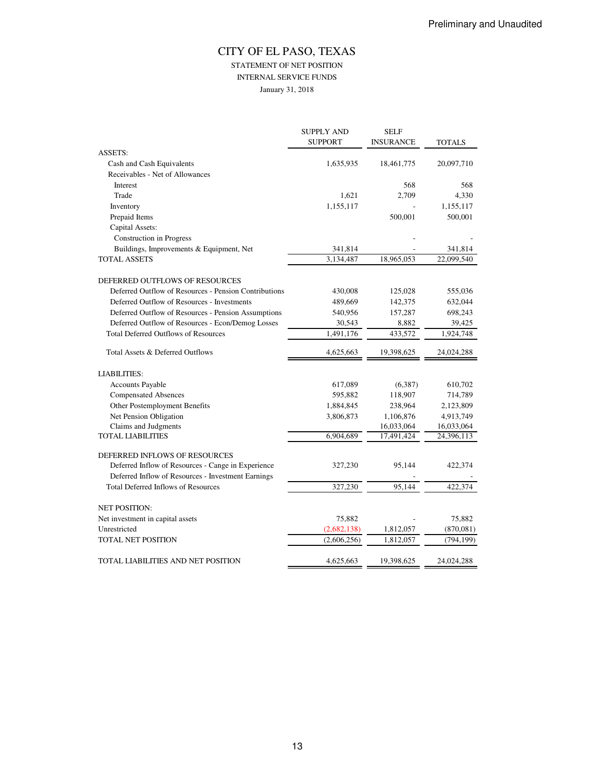Preliminary and Unaudited

# CITY OF EL PASO, TEXAS

## STATEMENT OF NET POSITION

### INTERNAL SERVICE FUNDS

January 31, 2018

| | SUPPLY AND SUPPORT | SELF INSURANCE | TOTALS |
|---|---|---|---|
| ASSETS: | | | |
| Cash and Cash Equivalents | 1,635,935 | 18,461,775 | 20,097,710 |
| Receivables - Net of Allowances | | | |
| Interest | | 568 | 568 |
| Trade | 1,621 | 2,709 | 4,330 |
| Inventory | 1,155,117 | - | 1,155,117 |
| Prepaid Items | | 500,001 | 500,001 |
| Capital Assets: | | | |
| Construction in Progress | | - | - |
| Buildings, Improvements & Equipment, Net | 341,814 | - | 341,814 |
| TOTAL ASSETS | 3,134,487 | 18,965,053 | 22,099,540 |
| | | | |
| DEFERRED OUTFLOWS OF RESOURCES | | | |
| Deferred Outflow of Resources - Pension Contributions | 430,008 | 125,028 | 555,036 |
| Deferred Outflow of Resources - Investments | 489,669 | 142,375 | 632,044 |
| Deferred Outflow of Resources - Pension Assumptions | 540,956 | 157,287 | 698,243 |
| Deferred Outflow of Resources - Econ/Demog Losses | 30,543 | 8,882 | 39,425 |
| Total Deferred Outflows of Resources | 1,491,176 | 433,572 | 1,924,748 |
| | | | |
| Total Assets & Deferred Outflows | 4,625,663 | 19,398,625 | 24,024,288 |
| | | | |
| LIABILITIES: | | | |
| Accounts Payable | 617,089 | (6,387) | 610,702 |
| Compensated Absences | 595,882 | 118,907 | 714,789 |
| Other Postemployment Benefits | 1,884,845 | 238,964 | 2,123,809 |
| Net Pension Obligation | 3,806,873 | 1,106,876 | 4,913,749 |
| Claims and Judgments | | 16,033,064 | 16,033,064 |
| TOTAL LIABILITIES | 6,904,689 | 17,491,424 | 24,396,113 |
| | | | |
| DEFERRED INFLOWS OF RESOURCES | | | |
| Deferred Inflow of Resources - Cange in Experience | 327,230 | 95,144 | 422,374 |
| Deferred Inflow of Resources - Investment Earnings | | - | - |
| Total Deferred Inflows of Resources | 327,230 | 95,144 | 422,374 |
| | | | |
| NET POSITION: | | | |
| Net investment in capital assets | 75,882 | - | 75,882 |
| Unrestricted | (2,682,138) | 1,812,057 | (870,081) |
| TOTAL NET POSITION | (2,606,256) | 1,812,057 | (794,199) |
| | | | |
| TOTAL LIABILITIES AND NET POSITION | 4,625,663 | 19,398,625 | 24,024,288 |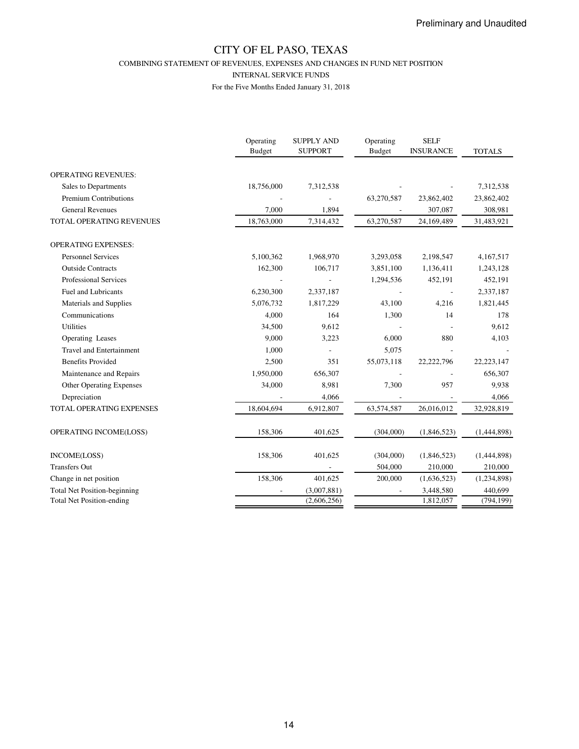Preliminary and Unaudited

# CITY OF EL PASO, TEXAS

COMBINING STATEMENT OF REVENUES, EXPENSES AND CHANGES IN FUND NET POSITION

INTERNAL SERVICE FUNDS

For the Five Months Ended January 31, 2018

| | Operating Budget | SUPPLY AND SUPPORT | Operating Budget | SELF INSURANCE | TOTALS |
|---|---|---|---|---|---|
| OPERATING REVENUES: | | | | | |
| Sales to Departments | 18,756,000 | 7,312,538 | - | - | 7,312,538 |
| Premium Contributions | - | - | 63,270,587 | 23,862,402 | 23,862,402 |
| General Revenues | 7,000 | 1,894 | - | 307,087 | 308,981 |
| TOTAL OPERATING REVENUES | 18,763,000 | 7,314,432 | 63,270,587 | 24,169,489 | 31,483,921 |
| OPERATING EXPENSES: | | | | | |
| Personnel Services | 5,100,362 | 1,968,970 | 3,293,058 | 2,198,547 | 4,167,517 |
| Outside Contracts | 162,300 | 106,717 | 3,851,100 | 1,136,411 | 1,243,128 |
| Professional Services | - | - | 1,294,536 | 452,191 | 452,191 |
| Fuel and Lubricants | 6,230,300 | 2,337,187 | - | - | 2,337,187 |
| Materials and Supplies | 5,076,732 | 1,817,229 | 43,100 | 4,216 | 1,821,445 |
| Communications | 4,000 | 164 | 1,300 | 14 | 178 |
| Utilities | 34,500 | 9,612 | - | - | 9,612 |
| Operating Leases | 9,000 | 3,223 | 6,000 | 880 | 4,103 |
| Travel and Entertainment | 1,000 | - | 5,075 | - | - |
| Benefits Provided | 2,500 | 351 | 55,073,118 | 22,222,796 | 22,223,147 |
| Maintenance and Repairs | 1,950,000 | 656,307 | - | - | 656,307 |
| Other Operating Expenses | 34,000 | 8,981 | 7,300 | 957 | 9,938 |
| Depreciation | - | 4,066 | - | - | 4,066 |
| TOTAL OPERATING EXPENSES | 18,604,694 | 6,912,807 | 63,574,587 | 26,016,012 | 32,928,819 |
| OPERATING INCOME(LOSS) | 158,306 | 401,625 | (304,000) | (1,846,523) | (1,444,898) |
| INCOME(LOSS) | 158,306 | 401,625 | (304,000) | (1,846,523) | (1,444,898) |
| Transfers Out | | - | 504,000 | 210,000 | 210,000 |
| Change in net position | 158,306 | 401,625 | 200,000 | (1,636,523) | (1,234,898) |
| Total Net Position-beginning | - | (3,007,881) | - | 3,448,580 | 440,699 |
| Total Net Position-ending | | (2,606,256) | | 1,812,057 | (794,199) |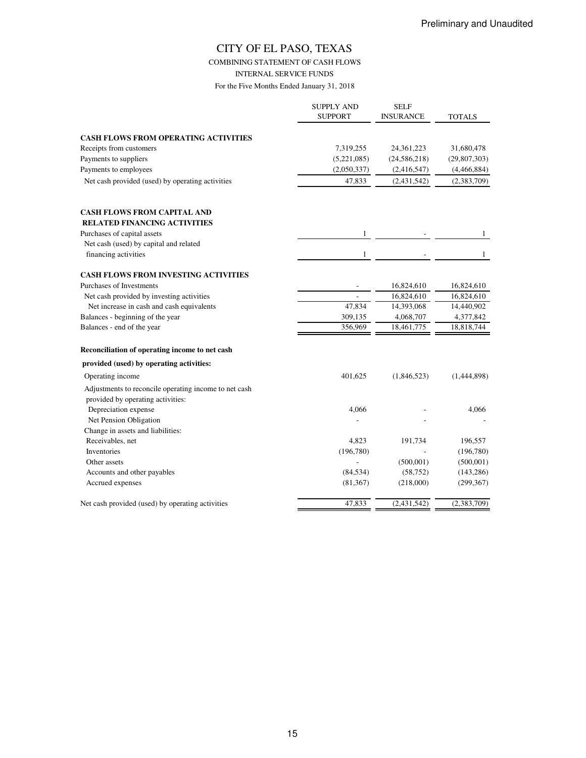Preliminary and Unaudited

# CITY OF EL PASO, TEXAS

## COMBINING STATEMENT OF CASH FLOWS

### INTERNAL SERVICE FUNDS

For the Five Months Ended January 31, 2018

| | SUPPLY AND SUPPORT | SELF INSURANCE | TOTALS |
|---|---|---|---|
| **CASH FLOWS FROM OPERATING ACTIVITIES** | | | |
| Receipts from customers | 7,319,255 | 24,361,223 | 31,680,478 |
| Payments to suppliers | (5,221,085) | (24,586,218) | (29,807,303) |
| Payments to employees | (2,050,337) | (2,416,547) | (4,466,884) |
| Net cash provided (used) by operating activities | 47,833 | (2,431,542) | (2,383,709) |
| **CASH FLOWS FROM CAPITAL AND RELATED FINANCING ACTIVITIES** | | | |
| Purchases of capital assets | 1 | - | 1 |
| Net cash (used) by capital and related financing activities | 1 | - | 1 |
| **CASH FLOWS FROM INVESTING ACTIVITIES** | | | |
| Purchases of Investments | - | 16,824,610 | 16,824,610 |
| Net cash provided by investing activities | - | 16,824,610 | 16,824,610 |
| Net increase in cash and cash equivalents | 47,834 | 14,393,068 | 14,440,902 |
| Balances - beginning of the year | 309,135 | 4,068,707 | 4,377,842 |
| Balances - end of the year | 356,969 | 18,461,775 | 18,818,744 |
| **Reconciliation of operating income to net cash provided (used) by operating activities:** | | | |
| Operating income | 401,625 | (1,846,523) | (1,444,898) |
| Adjustments to reconcile operating income to net cash provided by operating activities: | | | |
| Depreciation expense | 4,066 | - | 4,066 |
| Net Pension Obligation | - | - | - |
| Change in assets and liabilities: | | | |
| Receivables, net | 4,823 | 191,734 | 196,557 |
| Inventories | (196,780) | - | (196,780) |
| Other assets | - | (500,001) | (500,001) |
| Accounts and other payables | (84,534) | (58,752) | (143,286) |
| Accrued expenses | (81,367) | (218,000) | (299,367) |
| Net cash provided (used) by operating activities | 47,833 | (2,431,542) | (2,383,709) |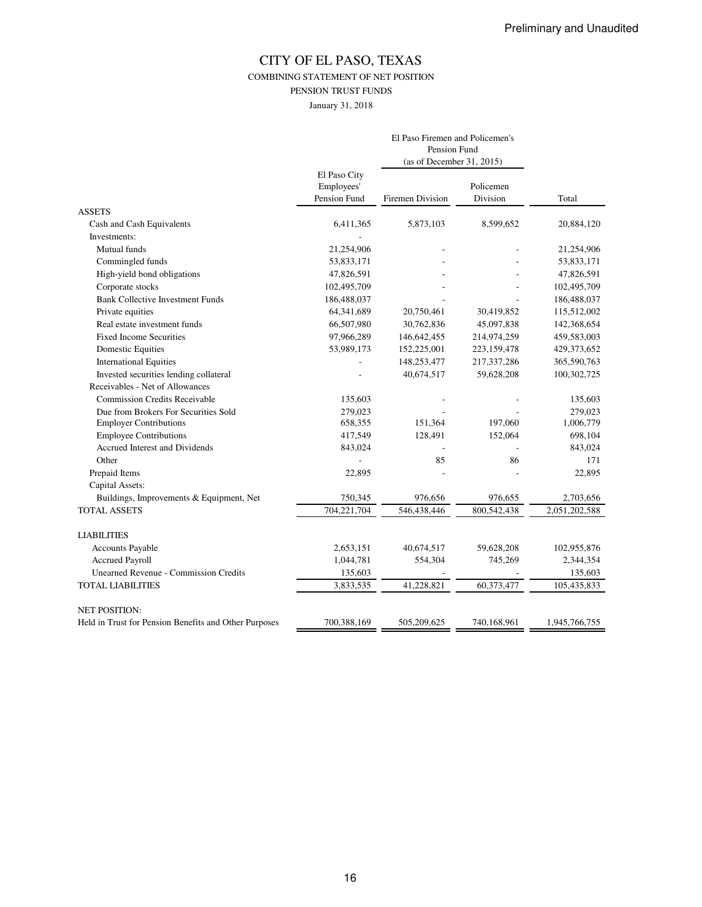Preliminary and Unaudited

# CITY OF EL PASO, TEXAS

## COMBINING STATEMENT OF NET POSITION

### PENSION TRUST FUNDS

January 31, 2018

| | El Paso City Employees' Pension Fund | El Paso Firemen and Policemen's Pension Fund (as of December 31, 2015) | | Total |
|---|---|---|---|---|
| | | Firemen Division | Policemen Division | |
| ASSETS | | | | |
| Cash and Cash Equivalents | 6,411,365 | 5,873,103 | 8,599,652 | 20,884,120 |
| Investments: | - | | | |
| Mutual funds | 21,254,906 | - | - | 21,254,906 |
| Commingled funds | 53,833,171 | - | - | 53,833,171 |
| High-yield bond obligations | 47,826,591 | - | - | 47,826,591 |
| Corporate stocks | 102,495,709 | - | - | 102,495,709 |
| Bank Collective Investment Funds | 186,488,037 | - | - | 186,488,037 |
| Private equities | 64,341,689 | 20,750,461 | 30,419,852 | 115,512,002 |
| Real estate investment funds | 66,507,980 | 30,762,836 | 45,097,838 | 142,368,654 |
| Fixed Income Securities | 97,966,289 | 146,642,455 | 214,974,259 | 459,583,003 |
| Domestic Equities | 53,989,173 | 152,225,001 | 223,159,478 | 429,373,652 |
| International Equities | - | 148,253,477 | 217,337,286 | 365,590,763 |
| Invested securities lending collateral | - | 40,674,517 | 59,628,208 | 100,302,725 |
| Receivables - Net of Allowances | | | | |
| Commission Credits Receivable | 135,603 | - | - | 135,603 |
| Due from Brokers For Securities Sold | 279,023 | - | - | 279,023 |
| Employer Contributions | 658,355 | 151,364 | 197,060 | 1,006,779 |
| Employee Contributions | 417,549 | 128,491 | 152,064 | 698,104 |
| Accrued Interest and Dividends | 843,024 | - | - | 843,024 |
| Other | - | 85 | 86 | 171 |
| Prepaid Items | 22,895 | - | - | 22,895 |
| Capital Assets: | | | | |
| Buildings, Improvements & Equipment, Net | 750,345 | 976,656 | 976,655 | 2,703,656 |
| TOTAL ASSETS | 704,221,704 | 546,438,446 | 800,542,438 | 2,051,202,588 |
| | | | | |
| LIABILITIES | | | | |
| Accounts Payable | 2,653,151 | 40,674,517 | 59,628,208 | 102,955,876 |
| Accrued Payroll | 1,044,781 | 554,304 | 745,269 | 2,344,354 |
| Unearned Revenue - Commission Credits | 135,603 | - | - | 135,603 |
| TOTAL LIABILITIES | 3,833,535 | 41,228,821 | 60,373,477 | 105,435,833 |
| | | | | |
| NET POSITION: | | | | |
| Held in Trust for Pension Benefits and Other Purposes | 700,388,169 | 505,209,625 | 740,168,961 | 1,945,766,755 |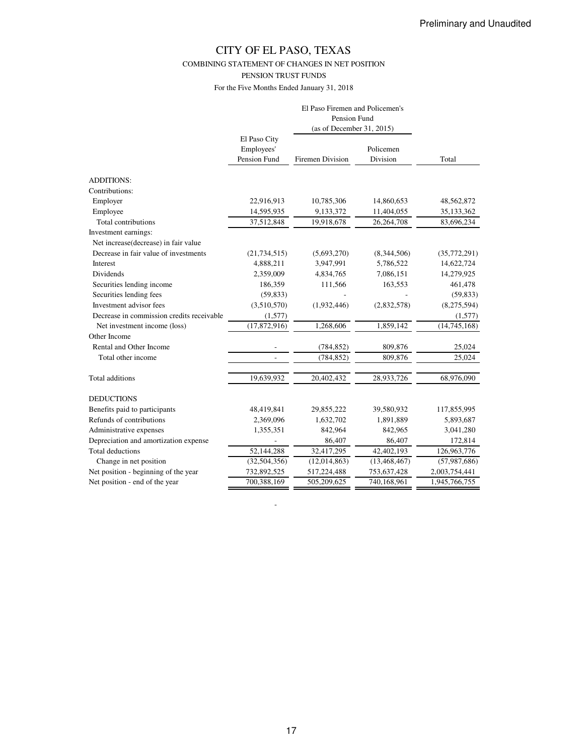Preliminary and Unaudited

# CITY OF EL PASO, TEXAS

## COMBINING STATEMENT OF CHANGES IN NET POSITION

### PENSION TRUST FUNDS

For the Five Months Ended January 31, 2018

| | El Paso City Employees' Pension Fund | El Paso Firemen and Policemen's Pension Fund (as of December 31, 2015) | | Total |
|---|---|---|---|---|
| | | Firemen Division | Policemen Division | |
| ADDITIONS: | | | | |
| Contributions: | | | | |
| Employer | 22,916,913 | 10,785,306 | 14,860,653 | 48,562,872 |
| Employee | 14,595,935 | 9,133,372 | 11,404,055 | 35,133,362 |
| Total contributions | 37,512,848 | 19,918,678 | 26,264,708 | 83,696,234 |
| Investment earnings: | | | | |
| Net increase(decrease) in fair value | | | | |
| Decrease in fair value of investments | (21,734,515) | (5,693,270) | (8,344,506) | (35,772,291) |
| Interest | 4,888,211 | 3,947,991 | 5,786,522 | 14,622,724 |
| Dividends | 2,359,009 | 4,834,765 | 7,086,151 | 14,279,925 |
| Securities lending income | 186,359 | 111,566 | 163,553 | 461,478 |
| Securities lending fees | (59,833) | - | - | (59,833) |
| Investment advisor fees | (3,510,570) | (1,932,446) | (2,832,578) | (8,275,594) |
| Decrease in commission credits receivable | (1,577) | | | (1,577) |
| Net investment income (loss) | (17,872,916) | 1,268,606 | 1,859,142 | (14,745,168) |
| Other Income | | | | |
| Rental and Other Income | - | (784,852) | 809,876 | 25,024 |
| Total other income | - | (784,852) | 809,876 | 25,024 |
| Total additions | 19,639,932 | 20,402,432 | 28,933,726 | 68,976,090 |
| DEDUCTIONS | | | | |
| Benefits paid to participants | 48,419,841 | 29,855,222 | 39,580,932 | 117,855,995 |
| Refunds of contributions | 2,369,096 | 1,632,702 | 1,891,889 | 5,893,687 |
| Administrative expenses | 1,355,351 | 842,964 | 842,965 | 3,041,280 |
| Depreciation and amortization expense | - | 86,407 | 86,407 | 172,814 |
| Total deductions | 52,144,288 | 32,417,295 | 42,402,193 | 126,963,776 |
| Change in net position | (32,504,356) | (12,014,863) | (13,468,467) | (57,987,686) |
| Net position - beginning of the year | 732,892,525 | 517,224,488 | 753,637,428 | 2,003,754,441 |
| Net position - end of the year | 700,388,169 | 505,209,625 | 740,168,961 | 1,945,766,755 |

-